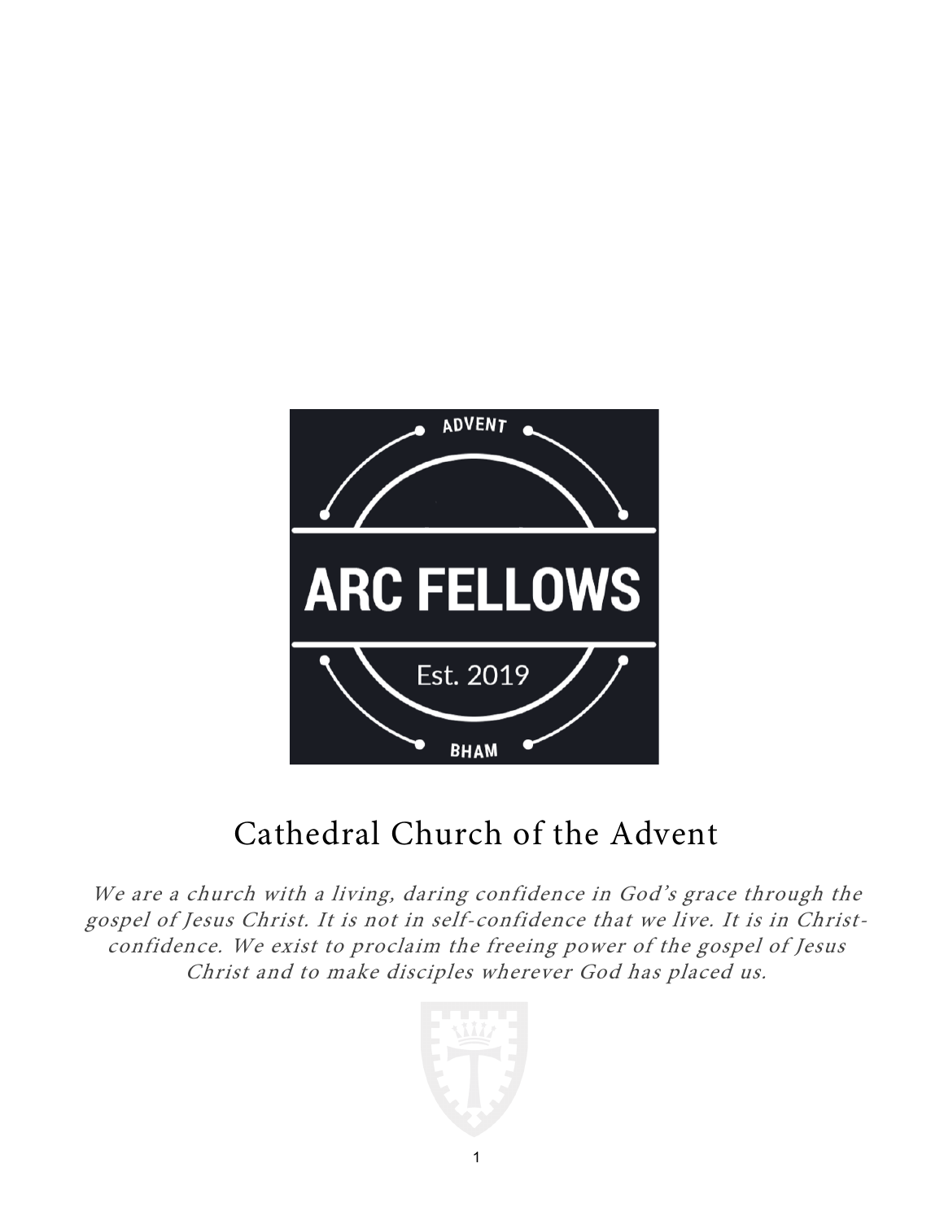ADVENT

# ARC FELLOWS

Est. 2019

BHAM

## Cathedral Church of the Advent

*We are a church with a living, daring confidence in God's grace through the gospel of Jesus Christ. It is not in self-confidence that we live. It is in Christ-confidence. We exist to proclaim the freeing power of the gospel of Jesus Christ and to make disciples wherever God has placed us.*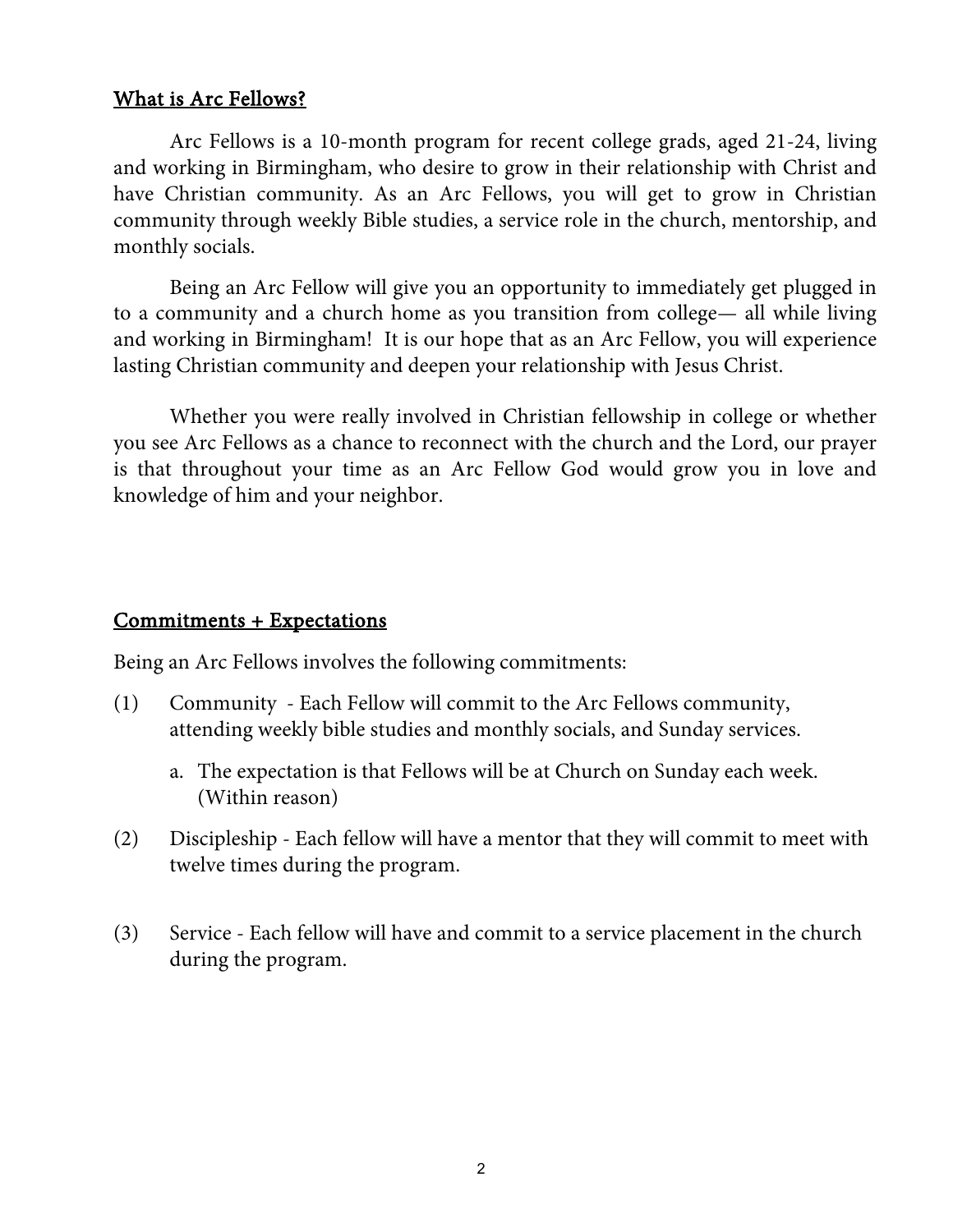## What is Arc Fellows?

Arc Fellows is a 10-month program for recent college grads, aged 21-24, living and working in Birmingham, who desire to grow in their relationship with Christ and have Christian community. As an Arc Fellows, you will get to grow in Christian community through weekly Bible studies, a service role in the church, mentorship, and monthly socials.

Being an Arc Fellow will give you an opportunity to immediately get plugged in to a community and a church home as you transition from college— all while living and working in Birmingham! It is our hope that as an Arc Fellow, you will experience lasting Christian community and deepen your relationship with Jesus Christ.

Whether you were really involved in Christian fellowship in college or whether you see Arc Fellows as a chance to reconnect with the church and the Lord, our prayer is that throughout your time as an Arc Fellow God would grow you in love and knowledge of him and your neighbor.

## Commitments + Expectations

Being an Arc Fellows involves the following commitments:

(1) Community - Each Fellow will commit to the Arc Fellows community, attending weekly bible studies and monthly socials, and Sunday services.

   a. The expectation is that Fellows will be at Church on Sunday each week. (Within reason)

(2) Discipleship - Each fellow will have a mentor that they will commit to meet with twelve times during the program.

(3) Service - Each fellow will have and commit to a service placement in the church during the program.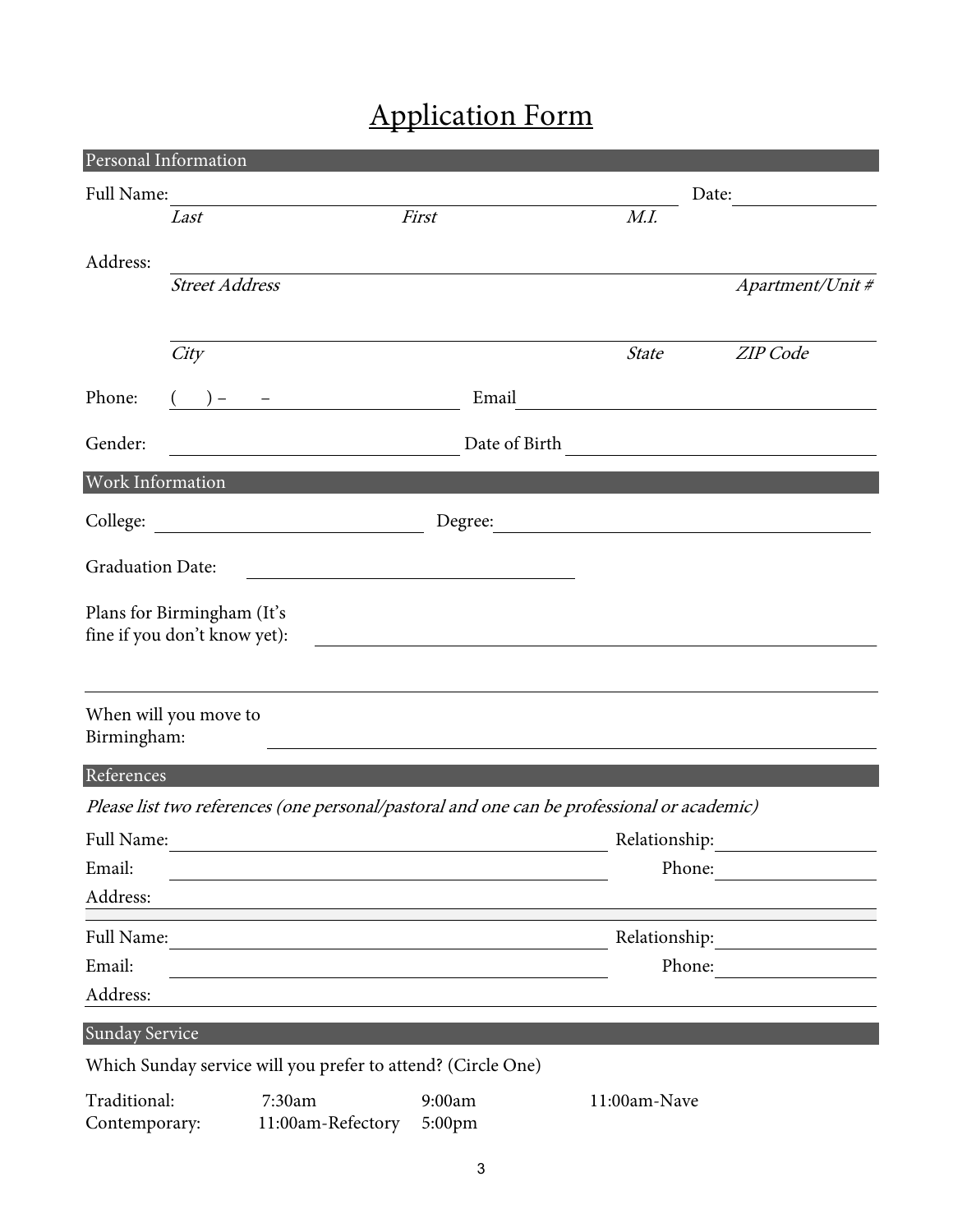# Application Form

## Personal Information

Full Name: ______________________________________________ Date: ____________

*Last* *First* *M.I.*

Address: ______________________________________________

*Street Address* *Apartment/Unit #*

______________________________________________

*City* *State* *ZIP Code*

Phone: ( ) – – Email ______________________________

Gender: ______________________ Date of Birth ______________________

## Work Information

College: ______________________ Degree: ______________________

Graduation Date: ______________________

Plans for Birmingham (It's fine if you don't know yet): ______________________________

______________________________________________

When will you move to Birmingham: ______________________________

## References

*Please list two references (one personal/pastoral and one can be professional or academic)*

Full Name: ______________________ Relationship: ______________

Email: ______________________ Phone: ______________

Address: ______________________________________________

Full Name: ______________________ Relationship: ______________

Email: ______________________ Phone: ______________

Address: ______________________________________________

## Sunday Service

Which Sunday service will you prefer to attend? (Circle One)

| | | | |
|---|---|---|---|
| Traditional: | 7:30am | 9:00am | 11:00am-Nave |
| Contemporary: | 11:00am-Refectory | 5:00pm | |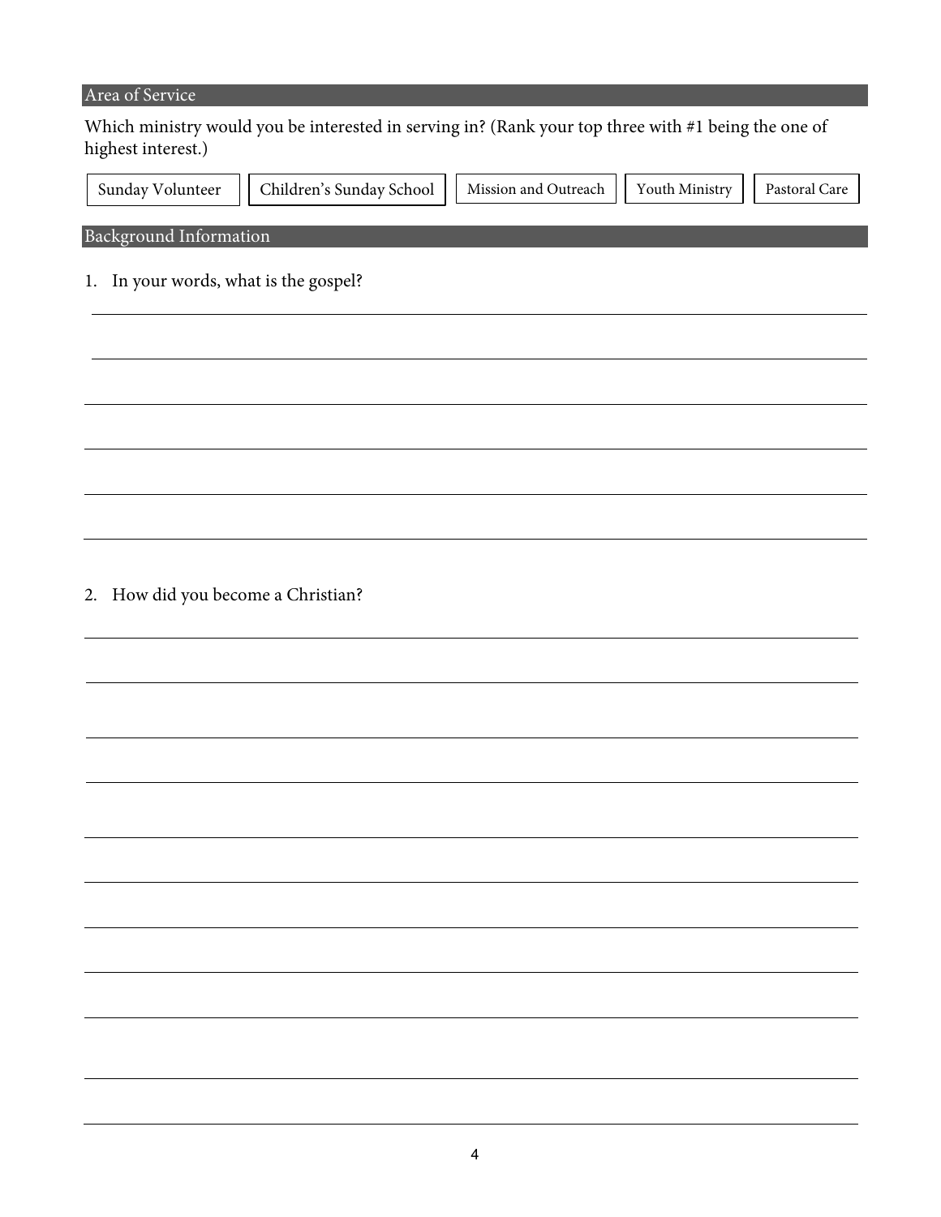## Area of Service

Which ministry would you be interested in serving in? (Rank your top three with #1 being the one of highest interest.)

| Sunday Volunteer | Children's Sunday School | Mission and Outreach | Youth Ministry | Pastoral Care |
|---|---|---|---|---|

## Background Information

1. In your words, what is the gospel?

______________________________________________________________________________

______________________________________________________________________________

______________________________________________________________________________

______________________________________________________________________________

______________________________________________________________________________

______________________________________________________________________________

2. How did you become a Christian?

______________________________________________________________________________

______________________________________________________________________________

______________________________________________________________________________

______________________________________________________________________________

______________________________________________________________________________

______________________________________________________________________________

______________________________________________________________________________

______________________________________________________________________________

______________________________________________________________________________

______________________________________________________________________________

______________________________________________________________________________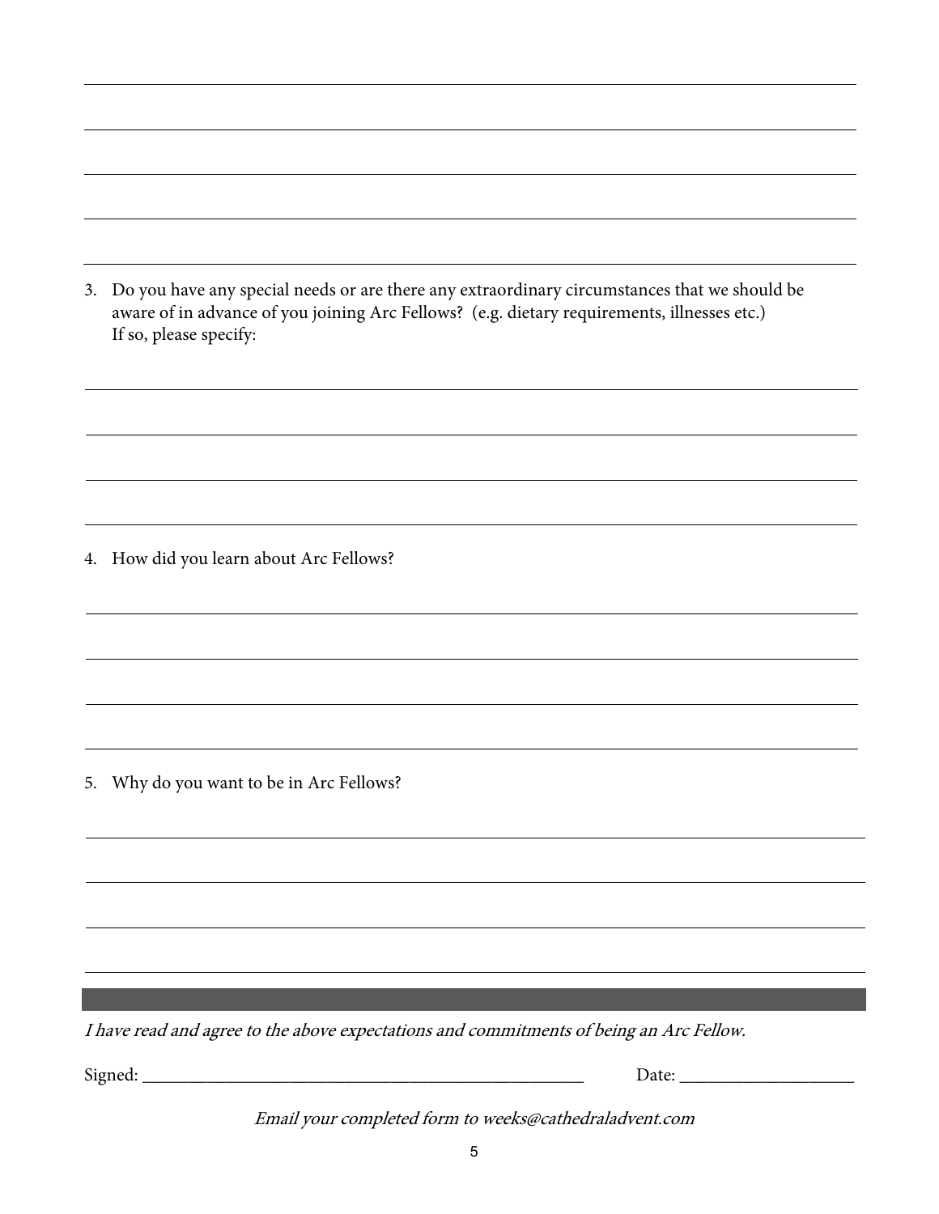3. Do you have any special needs or are there any extraordinary circumstances that we should be aware of in advance of you joining Arc Fellows? (e.g. dietary requirements, illnesses etc.) If so, please specify:

4. How did you learn about Arc Fellows?

5. Why do you want to be in Arc Fellows?

---

*I have read and agree to the above expectations and commitments of being an Arc Fellow.*

Signed: ______________________________________________ Date: __________________

*Email your completed form to weeks@cathedraladvent.com*